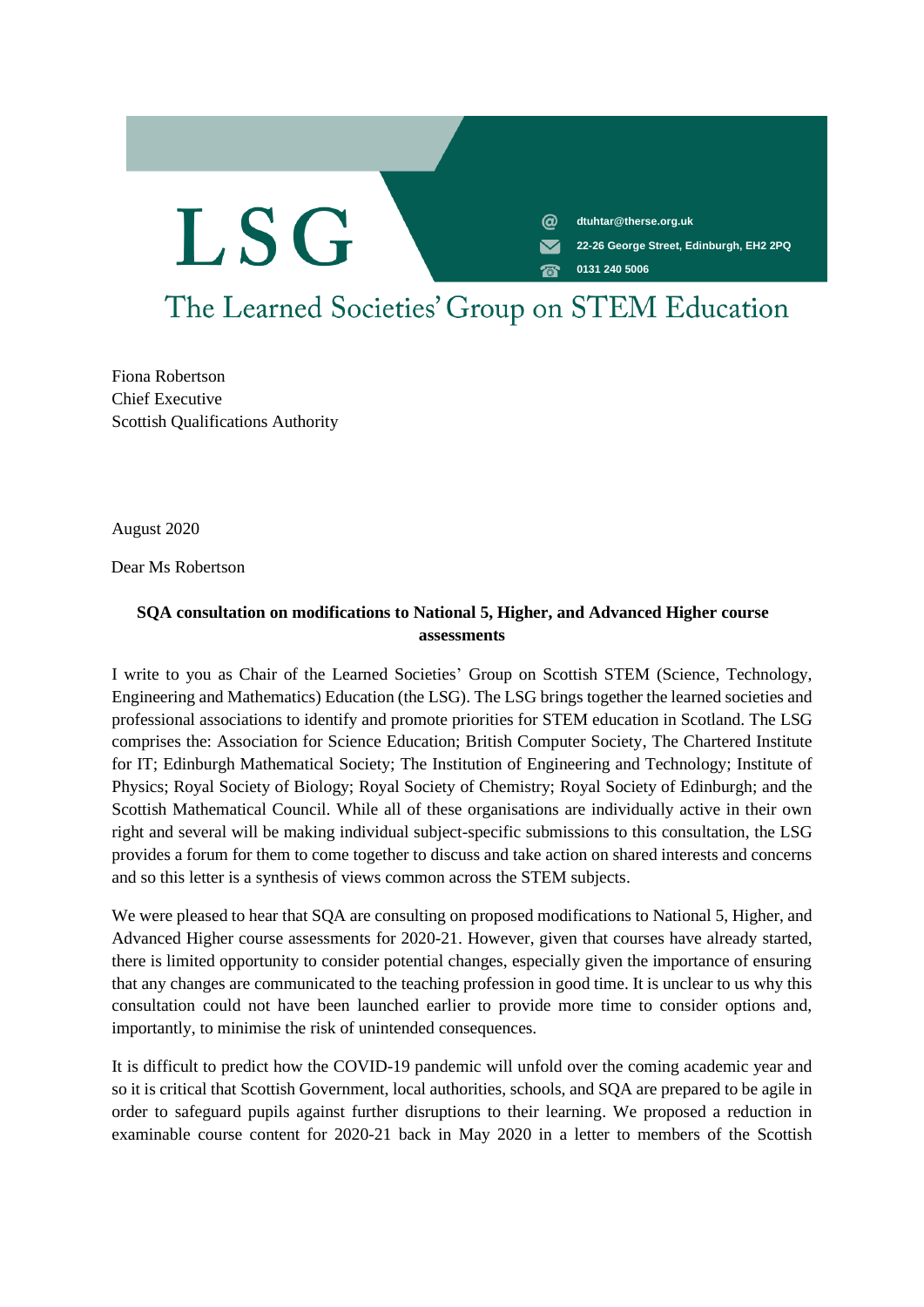# LSG

dtuhtar@therse.org.uk

22-26 George Street, Edinburgh, EH2 2PQ

0131 240 5006

The Learned Societies' Group on STEM Education

Fiona Robertson
Chief Executive
Scottish Qualifications Authority

August 2020

Dear Ms Robertson

**SQA consultation on modifications to National 5, Higher, and Advanced Higher course assessments**

I write to you as Chair of the Learned Societies' Group on Scottish STEM (Science, Technology, Engineering and Mathematics) Education (the LSG). The LSG brings together the learned societies and professional associations to identify and promote priorities for STEM education in Scotland. The LSG comprises the: Association for Science Education; British Computer Society, The Chartered Institute for IT; Edinburgh Mathematical Society; The Institution of Engineering and Technology; Institute of Physics; Royal Society of Biology; Royal Society of Chemistry; Royal Society of Edinburgh; and the Scottish Mathematical Council. While all of these organisations are individually active in their own right and several will be making individual subject-specific submissions to this consultation, the LSG provides a forum for them to come together to discuss and take action on shared interests and concerns and so this letter is a synthesis of views common across the STEM subjects.

We were pleased to hear that SQA are consulting on proposed modifications to National 5, Higher, and Advanced Higher course assessments for 2020-21. However, given that courses have already started, there is limited opportunity to consider potential changes, especially given the importance of ensuring that any changes are communicated to the teaching profession in good time. It is unclear to us why this consultation could not have been launched earlier to provide more time to consider options and, importantly, to minimise the risk of unintended consequences.

It is difficult to predict how the COVID-19 pandemic will unfold over the coming academic year and so it is critical that Scottish Government, local authorities, schools, and SQA are prepared to be agile in order to safeguard pupils against further disruptions to their learning. We proposed a reduction in examinable course content for 2020-21 back in May 2020 in a letter to members of the Scottish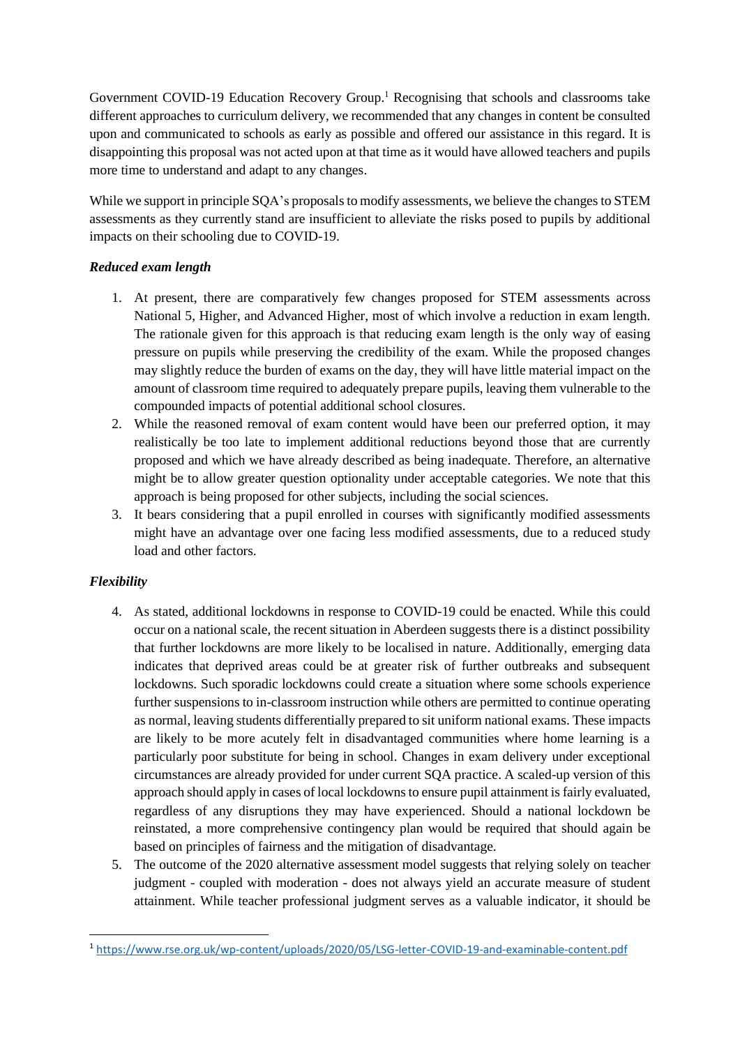Government COVID-19 Education Recovery Group.[1] Recognising that schools and classrooms take different approaches to curriculum delivery, we recommended that any changes in content be consulted upon and communicated to schools as early as possible and offered our assistance in this regard. It is disappointing this proposal was not acted upon at that time as it would have allowed teachers and pupils more time to understand and adapt to any changes.

While we support in principle SQA's proposals to modify assessments, we believe the changes to STEM assessments as they currently stand are insufficient to alleviate the risks posed to pupils by additional impacts on their schooling due to COVID-19.

***Reduced exam length***

1. At present, there are comparatively few changes proposed for STEM assessments across National 5, Higher, and Advanced Higher, most of which involve a reduction in exam length. The rationale given for this approach is that reducing exam length is the only way of easing pressure on pupils while preserving the credibility of the exam. While the proposed changes may slightly reduce the burden of exams on the day, they will have little material impact on the amount of classroom time required to adequately prepare pupils, leaving them vulnerable to the compounded impacts of potential additional school closures.
2. While the reasoned removal of exam content would have been our preferred option, it may realistically be too late to implement additional reductions beyond those that are currently proposed and which we have already described as being inadequate. Therefore, an alternative might be to allow greater question optionality under acceptable categories. We note that this approach is being proposed for other subjects, including the social sciences.
3. It bears considering that a pupil enrolled in courses with significantly modified assessments might have an advantage over one facing less modified assessments, due to a reduced study load and other factors.

***Flexibility***

4. As stated, additional lockdowns in response to COVID-19 could be enacted. While this could occur on a national scale, the recent situation in Aberdeen suggests there is a distinct possibility that further lockdowns are more likely to be localised in nature. Additionally, emerging data indicates that deprived areas could be at greater risk of further outbreaks and subsequent lockdowns. Such sporadic lockdowns could create a situation where some schools experience further suspensions to in-classroom instruction while others are permitted to continue operating as normal, leaving students differentially prepared to sit uniform national exams. These impacts are likely to be more acutely felt in disadvantaged communities where home learning is a particularly poor substitute for being in school. Changes in exam delivery under exceptional circumstances are already provided for under current SQA practice. A scaled-up version of this approach should apply in cases of local lockdowns to ensure pupil attainment is fairly evaluated, regardless of any disruptions they may have experienced. Should a national lockdown be reinstated, a more comprehensive contingency plan would be required that should again be based on principles of fairness and the mitigation of disadvantage.
5. The outcome of the 2020 alternative assessment model suggests that relying solely on teacher judgment - coupled with moderation - does not always yield an accurate measure of student attainment. While teacher professional judgment serves as a valuable indicator, it should be

[1] https://www.rse.org.uk/wp-content/uploads/2020/05/LSG-letter-COVID-19-and-examinable-content.pdf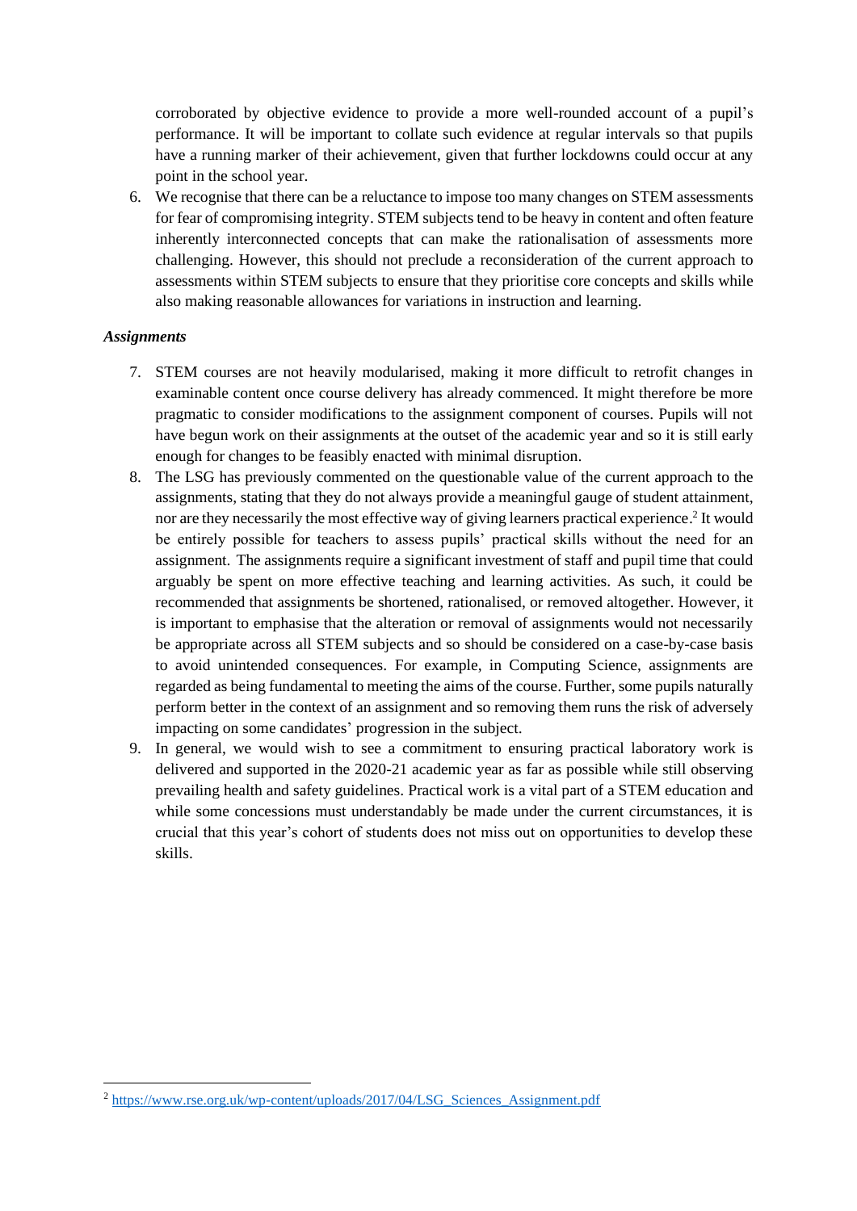corroborated by objective evidence to provide a more well-rounded account of a pupil's performance. It will be important to collate such evidence at regular intervals so that pupils have a running marker of their achievement, given that further lockdowns could occur at any point in the school year.

6. We recognise that there can be a reluctance to impose too many changes on STEM assessments for fear of compromising integrity. STEM subjects tend to be heavy in content and often feature inherently interconnected concepts that can make the rationalisation of assessments more challenging. However, this should not preclude a reconsideration of the current approach to assessments within STEM subjects to ensure that they prioritise core concepts and skills while also making reasonable allowances for variations in instruction and learning.

***Assignments***

7. STEM courses are not heavily modularised, making it more difficult to retrofit changes in examinable content once course delivery has already commenced. It might therefore be more pragmatic to consider modifications to the assignment component of courses. Pupils will not have begun work on their assignments at the outset of the academic year and so it is still early enough for changes to be feasibly enacted with minimal disruption.
8. The LSG has previously commented on the questionable value of the current approach to the assignments, stating that they do not always provide a meaningful gauge of student attainment, nor are they necessarily the most effective way of giving learners practical experience.[2] It would be entirely possible for teachers to assess pupils' practical skills without the need for an assignment. The assignments require a significant investment of staff and pupil time that could arguably be spent on more effective teaching and learning activities. As such, it could be recommended that assignments be shortened, rationalised, or removed altogether. However, it is important to emphasise that the alteration or removal of assignments would not necessarily be appropriate across all STEM subjects and so should be considered on a case-by-case basis to avoid unintended consequences. For example, in Computing Science, assignments are regarded as being fundamental to meeting the aims of the course. Further, some pupils naturally perform better in the context of an assignment and so removing them runs the risk of adversely impacting on some candidates' progression in the subject.
9. In general, we would wish to see a commitment to ensuring practical laboratory work is delivered and supported in the 2020-21 academic year as far as possible while still observing prevailing health and safety guidelines. Practical work is a vital part of a STEM education and while some concessions must understandably be made under the current circumstances, it is crucial that this year's cohort of students does not miss out on opportunities to develop these skills.

[2] https://www.rse.org.uk/wp-content/uploads/2017/04/LSG_Sciences_Assignment.pdf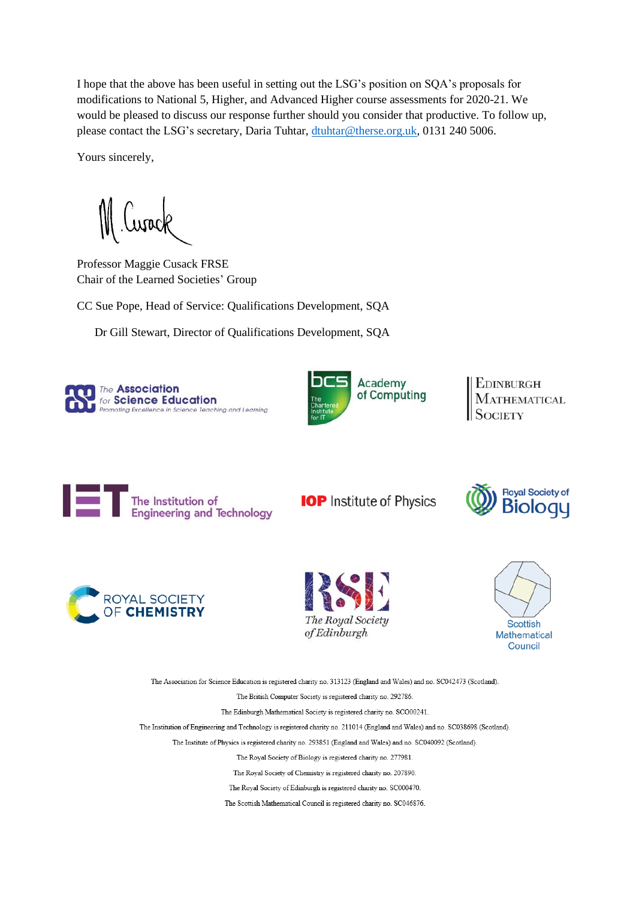I hope that the above has been useful in setting out the LSG's position on SQA's proposals for modifications to National 5, Higher, and Advanced Higher course assessments for 2020-21. We would be pleased to discuss our response further should you consider that productive. To follow up, please contact the LSG's secretary, Daria Tuhtar, dtuhtar@therse.org.uk, 0131 240 5006.

Yours sincerely,

Professor Maggie Cusack FRSE
Chair of the Learned Societies' Group

CC Sue Pope, Head of Service: Qualifications Development, SQA

Dr Gill Stewart, Director of Qualifications Development, SQA

The Association for Science Education is registered charity no. 313123 (England and Wales) and no. SC042473 (Scotland).

The British Computer Society is registered charity no. 292786.

The Edinburgh Mathematical Society is registered charity no. SCO00241.

The Institution of Engineering and Technology is registered charity no. 211014 (England and Wales) and no. SC038698 (Scotland).

The Institute of Physics is registered charity no. 293851 (England and Wales) and no. SC040092 (Scotland).

The Royal Society of Biology is registered charity no. 277981.

The Royal Society of Chemistry is registered charity no. 207890.

The Royal Society of Edinburgh is registered charity no. SC000470.

The Scottish Mathematical Council is registered charity no. SC046876.